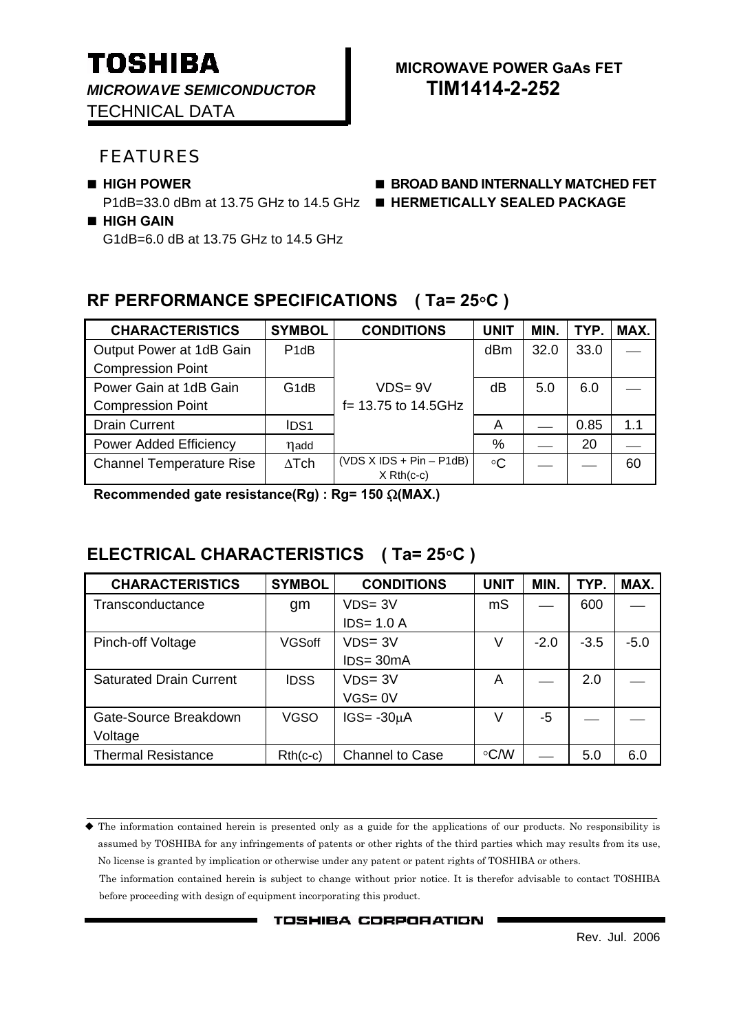# TOSHIBA

*MICROWAVE SEMICONDUCTOR*

TECHNICAL DATA

**MICROWAVE POWER GaAs FET**

**TIM1414-2-252**

## FEATURES

- **HIGH POWER**
  P1dB=33.0 dBm at 13.75 GHz to 14.5 GHz
- **HIGH GAIN**
  G1dB=6.0 dB at 13.75 GHz to 14.5 GHz
- **BROAD BAND INTERNALLY MATCHED FET**
- **HERMETICALLY SEALED PACKAGE**

## RF PERFORMANCE SPECIFICATIONS ( Ta= 25°C )

| CHARACTERISTICS | SYMBOL | CONDITIONS | UNIT | MIN. | TYP. | MAX. |
|---|---|---|---|---|---|---|
| Output Power at 1dB Gain Compression Point | $P_{1dB}$ | VDS= 9V<br>f= 13.75 to 14.5GHz | dBm | 32.0 | 33.0 | — |
| Power Gain at 1dB Gain Compression Point | $G_{1dB}$ | | dB | 5.0 | 6.0 | — |
| Drain Current | $I_{DS1}$ | | A | — | 0.85 | 1.1 |
| Power Added Efficiency | $\eta_{add}$ | | % | — | 20 | — |
| Channel Temperature Rise | $\Delta Tch$ | (VDS X IDS + Pin – P1dB) X Rth(c-c) | °C | — | — | 60 |

**Recommended gate resistance(Rg) : Rg= 150 Ω(MAX.)**

## ELECTRICAL CHARACTERISTICS ( Ta= 25°C )

| CHARACTERISTICS | SYMBOL | CONDITIONS | UNIT | MIN. | TYP. | MAX. |
|---|---|---|---|---|---|---|
| Transconductance | gm | VDS= 3V<br>IDS= 1.0 A | mS | — | 600 | — |
| Pinch-off Voltage | VGSoff | VDS= 3V<br>IDS= 30mA | V | -2.0 | -3.5 | -5.0 |
| Saturated Drain Current | IDSS | VDS= 3V<br>VGS= 0V | A | — | 2.0 | — |
| Gate-Source Breakdown Voltage | VGSO | IGS= -30μA | V | -5 | — | — |
| Thermal Resistance | Rth(c-c) | Channel to Case | °C/W | — | 5.0 | 6.0 |

◆ The information contained herein is presented only as a guide for the applications of our products. No responsibility is assumed by TOSHIBA for any infringements of patents or other rights of the third parties which may results from its use, No license is granted by implication or otherwise under any patent or patent rights of TOSHIBA or others.

The information contained herein is subject to change without prior notice. It is therefor advisable to contact TOSHIBA before proceeding with design of equipment incorporating this product.

TOSHIBA CORPORATION

Rev. Jul. 2006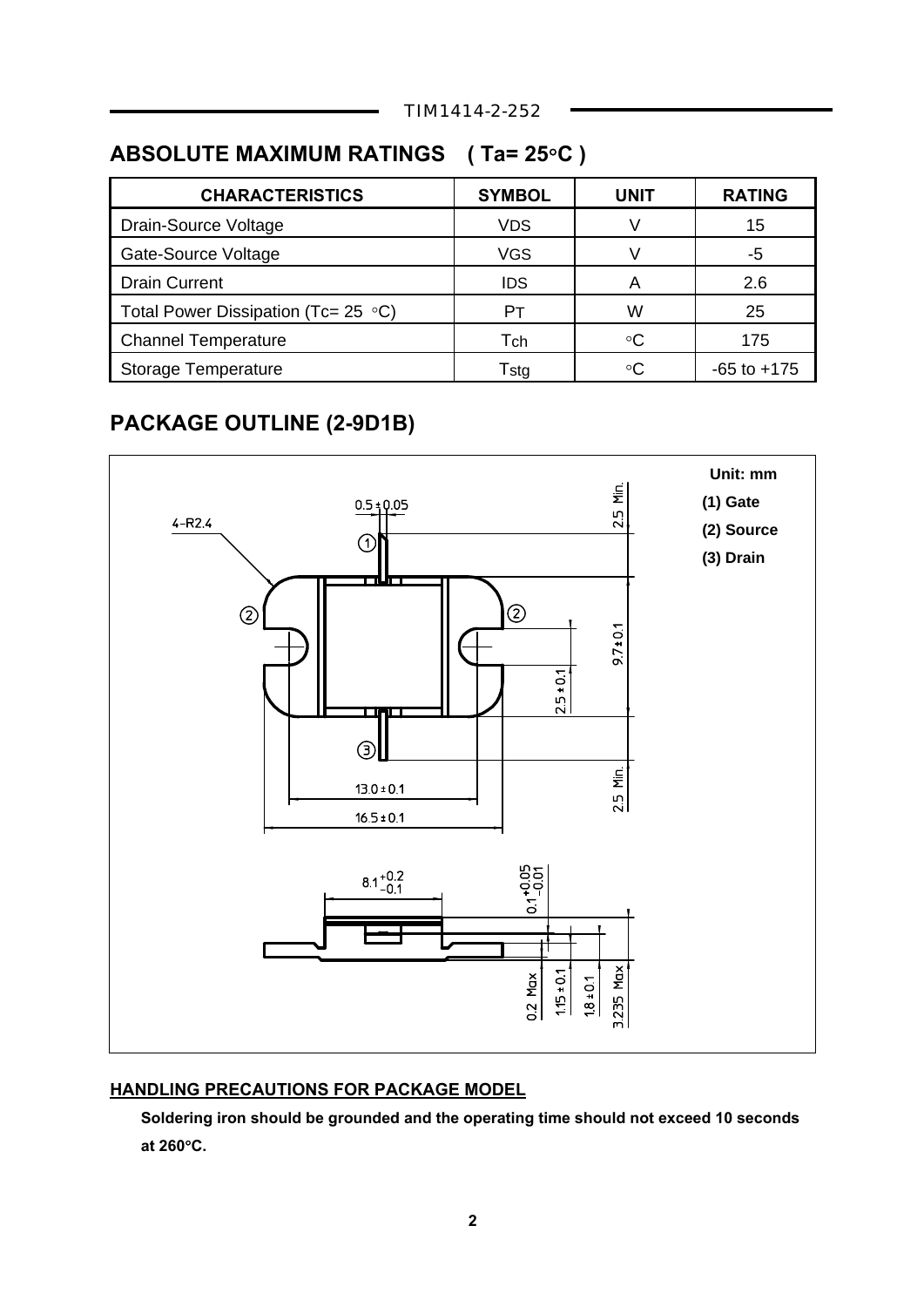## ABSOLUTE MAXIMUM RATINGS ( Ta= 25°C )

| CHARACTERISTICS | SYMBOL | UNIT | RATING |
|---|---|---|---|
| Drain-Source Voltage | $V_{DS}$ | V | 15 |
| Gate-Source Voltage | $V_{GS}$ | V | -5 |
| Drain Current | $I_{DS}$ | A | 2.6 |
| Total Power Dissipation (Tc= 25 °C) | $P_T$ | W | 25 |
| Channel Temperature | $T_{ch}$ | °C | 175 |
| Storage Temperature | $T_{stg}$ | °C | -65 to +175 |

## PACKAGE OUTLINE (2-9D1B)

Unit: mm

(1) Gate

(2) Source

(3) Drain

4-R2.4

0.5 ± 0.05

2.5 Min.

9.7 ± 0.1

2.5 ± 0.1

2.5 Min.

13.0 ± 0.1

16.5 ± 0.1

$8.1^{+0.2}_{-0.1}$

$0.1^{+0.05}_{-0.01}$

0.2 Max

1.15 ± 0.1

1.8 ± 0.1

3.235 Max

### HANDLING PRECAUTIONS FOR PACKAGE MODEL

**Soldering iron should be grounded and the operating time should not exceed 10 seconds at 260°C.**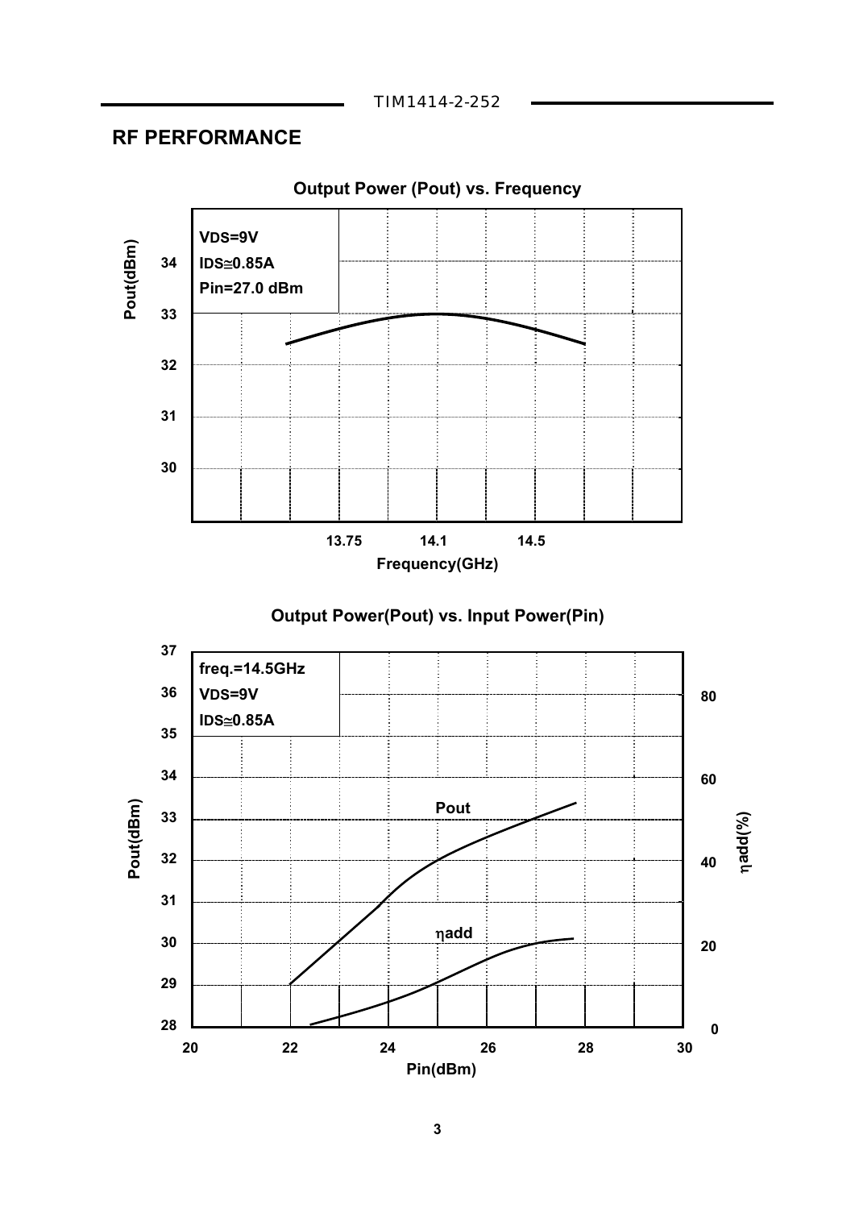## RF PERFORMANCE

**Output Power (Pout) vs. Frequency**

VDS=9V
IDS≅0.85A
Pin=27.0 dBm

Pout(dBm)
34
33
32
31
30

13.75
14.1
14.5
Frequency(GHz)

**Output Power(Pout) vs. Input Power(Pin)**

freq.=14.5GHz
VDS=9V
IDS≅0.85A

Pout(dBm)
37
36
35
34
33
32
31
30
29
28

Pout
ηadd

ηadd(%)
80
60
40
20
0

20
22
24
26
28
30
Pin(dBm)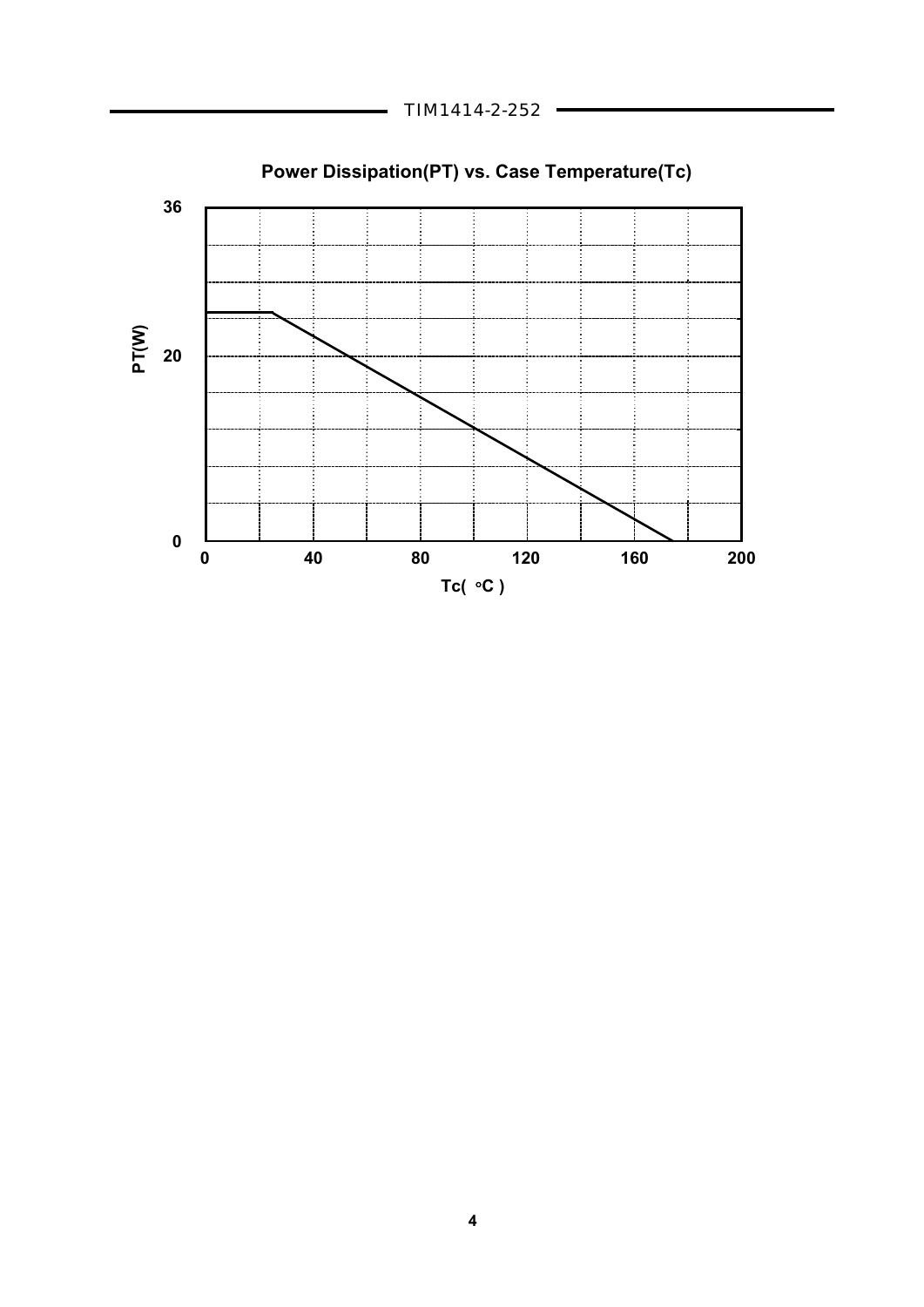Power Dissipation(PT) vs. Case Temperature(Tc)

PT(W)

36

20

0

0

40

80

120

160

200

Tc( ◦C )